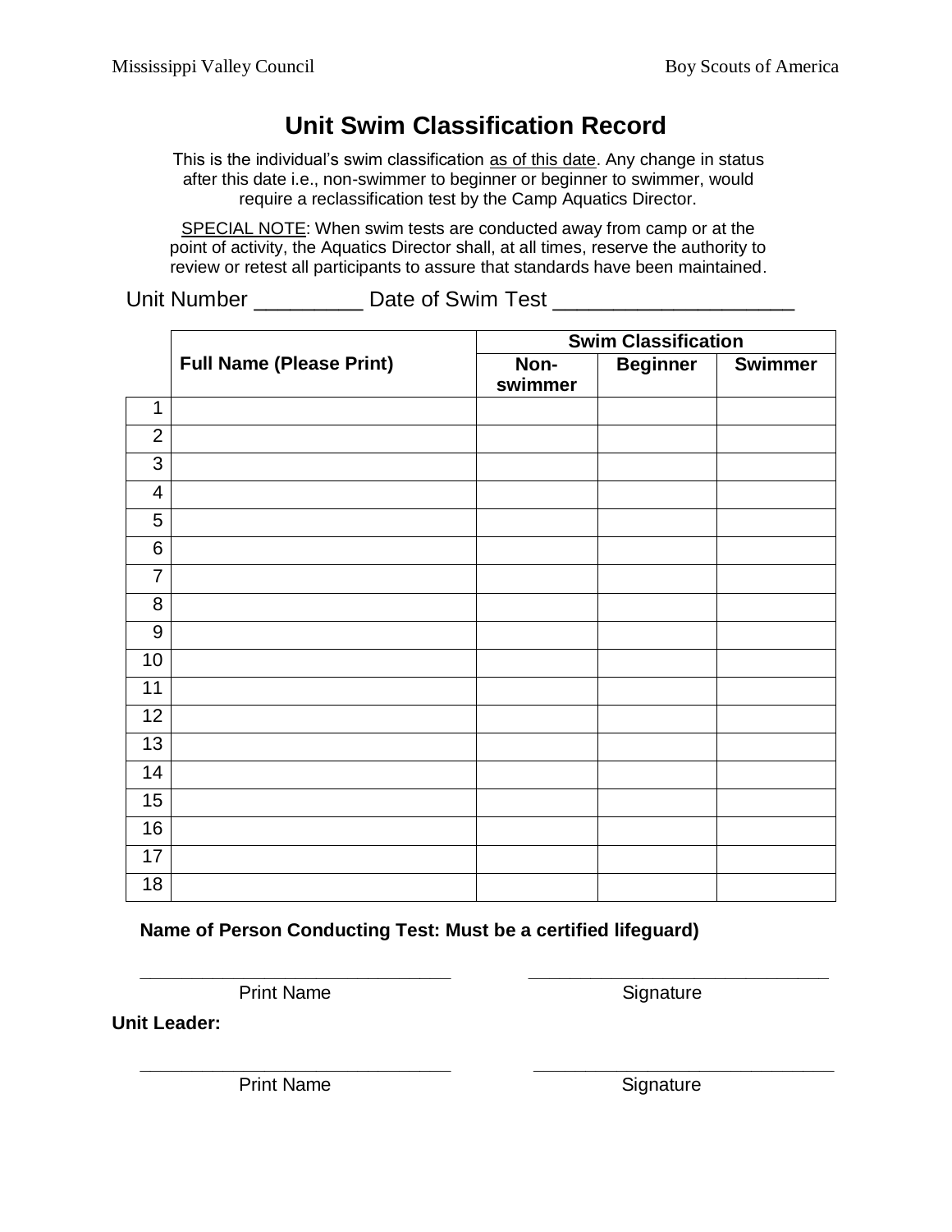# Unit Swim Classification Record

This is the individual's swim classification <u>as of this date</u>. Any change in status after this date i.e., non-swimmer to beginner or beginner to swimmer, would require a reclassification test by the Camp Aquatics Director.

<u>SPECIAL NOTE</u>: When swim tests are conducted away from camp or at the point of activity, the Aquatics Director shall, at all times, reserve the authority to review or retest all participants to assure that standards have been maintained.

Unit Number _________ Date of Swim Test ____________________

| | Full Name (Please Print) | Swim Classification | | |
|---|---|---|---|---|
| | | Non-swimmer | Beginner | Swimmer |
| 1 | | | | |
| 2 | | | | |
| 3 | | | | |
| 4 | | | | |
| 5 | | | | |
| 6 | | | | |
| 7 | | | | |
| 8 | | | | |
| 9 | | | | |
| 10 | | | | |
| 11 | | | | |
| 12 | | | | |
| 13 | | | | |
| 14 | | | | |
| 15 | | | | |
| 16 | | | | |
| 17 | | | | |
| 18 | | | | |

**Name of Person Conducting Test: Must be a certified lifeguard)**

_______________________________ _______________________________

Print Name Signature

**Unit Leader:**

_______________________________ _______________________________

Print Name Signature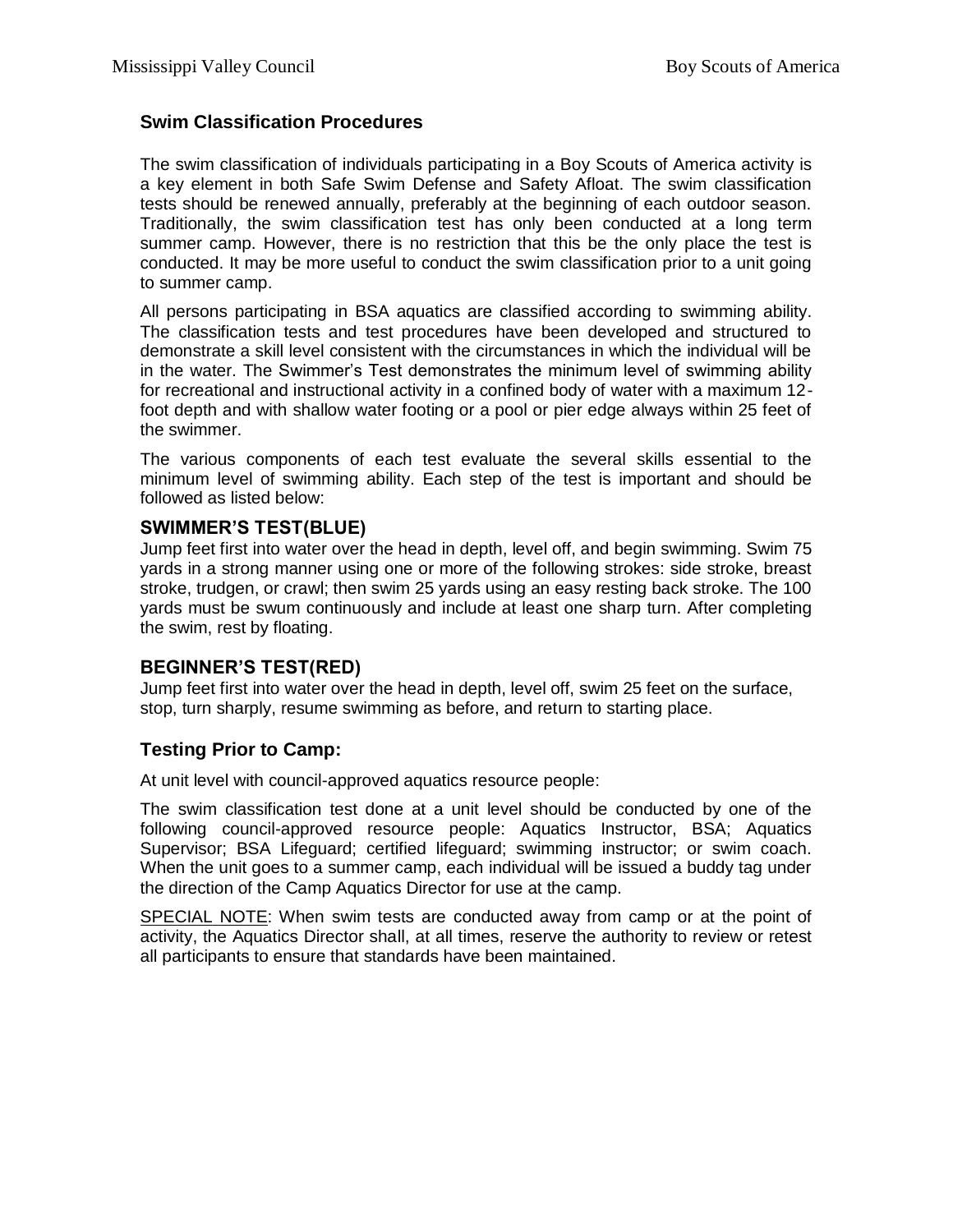## Swim Classification Procedures

The swim classification of individuals participating in a Boy Scouts of America activity is a key element in both Safe Swim Defense and Safety Afloat. The swim classification tests should be renewed annually, preferably at the beginning of each outdoor season. Traditionally, the swim classification test has only been conducted at a long term summer camp. However, there is no restriction that this be the only place the test is conducted. It may be more useful to conduct the swim classification prior to a unit going to summer camp.

All persons participating in BSA aquatics are classified according to swimming ability. The classification tests and test procedures have been developed and structured to demonstrate a skill level consistent with the circumstances in which the individual will be in the water. The Swimmer's Test demonstrates the minimum level of swimming ability for recreational and instructional activity in a confined body of water with a maximum 12-foot depth and with shallow water footing or a pool or pier edge always within 25 feet of the swimmer.

The various components of each test evaluate the several skills essential to the minimum level of swimming ability. Each step of the test is important and should be followed as listed below:

### SWIMMER'S TEST(BLUE)

Jump feet first into water over the head in depth, level off, and begin swimming. Swim 75 yards in a strong manner using one or more of the following strokes: side stroke, breast stroke, trudgen, or crawl; then swim 25 yards using an easy resting back stroke. The 100 yards must be swum continuously and include at least one sharp turn. After completing the swim, rest by floating.

### BEGINNER'S TEST(RED)

Jump feet first into water over the head in depth, level off, swim 25 feet on the surface, stop, turn sharply, resume swimming as before, and return to starting place.

### Testing Prior to Camp:

At unit level with council-approved aquatics resource people:

The swim classification test done at a unit level should be conducted by one of the following council-approved resource people: Aquatics Instructor, BSA; Aquatics Supervisor; BSA Lifeguard; certified lifeguard; swimming instructor; or swim coach. When the unit goes to a summer camp, each individual will be issued a buddy tag under the direction of the Camp Aquatics Director for use at the camp.

SPECIAL NOTE: When swim tests are conducted away from camp or at the point of activity, the Aquatics Director shall, at all times, reserve the authority to review or retest all participants to ensure that standards have been maintained.